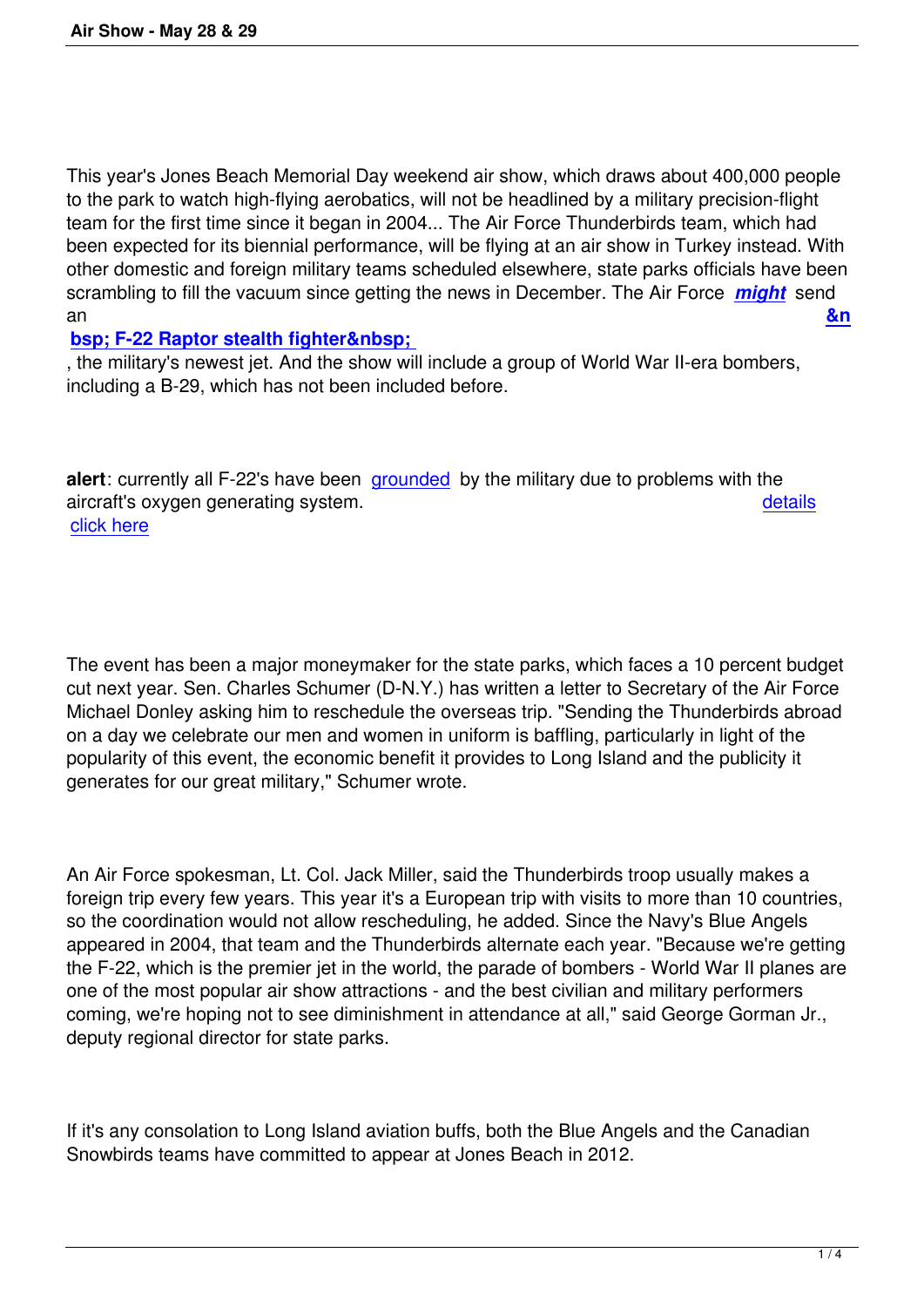This year's Jones Beach Memorial Day weekend air show, which draws about 400,000 people to the park to watch high-flying aerobatics, will not be headlined by a military precision-flight team for the first time since it began in 2004... The Air Force Thunderbirds team, which had been expected for its biennial performance, will be flying at an air show in Turkey instead. With other domestic and foreign military teams scheduled elsewhere, state parks officials have been scrambling to fill the vacuum since getting the news in December. The Air Force ***might*** send an **&nbsp; F-22 Raptor stealth fighter&nbsp;** , the military's newest jet. And the show will include a group of World War II-era bombers, including a B-29, which has not been included before.

**alert**: currently all F-22's have been grounded by the military due to problems with the aircraft's oxygen generating system. details click here

The event has been a major moneymaker for the state parks, which faces a 10 percent budget cut next year. Sen. Charles Schumer (D-N.Y.) has written a letter to Secretary of the Air Force Michael Donley asking him to reschedule the overseas trip. "Sending the Thunderbirds abroad on a day we celebrate our men and women in uniform is baffling, particularly in light of the popularity of this event, the economic benefit it provides to Long Island and the publicity it generates for our great military," Schumer wrote.

An Air Force spokesman, Lt. Col. Jack Miller, said the Thunderbirds troop usually makes a foreign trip every few years. This year it's a European trip with visits to more than 10 countries, so the coordination would not allow rescheduling, he added. Since the Navy's Blue Angels appeared in 2004, that team and the Thunderbirds alternate each year. "Because we're getting the F-22, which is the premier jet in the world, the parade of bombers - World War II planes are one of the most popular air show attractions - and the best civilian and military performers coming, we're hoping not to see diminishment in attendance at all," said George Gorman Jr., deputy regional director for state parks.

If it's any consolation to Long Island aviation buffs, both the Blue Angels and the Canadian Snowbirds teams have committed to appear at Jones Beach in 2012.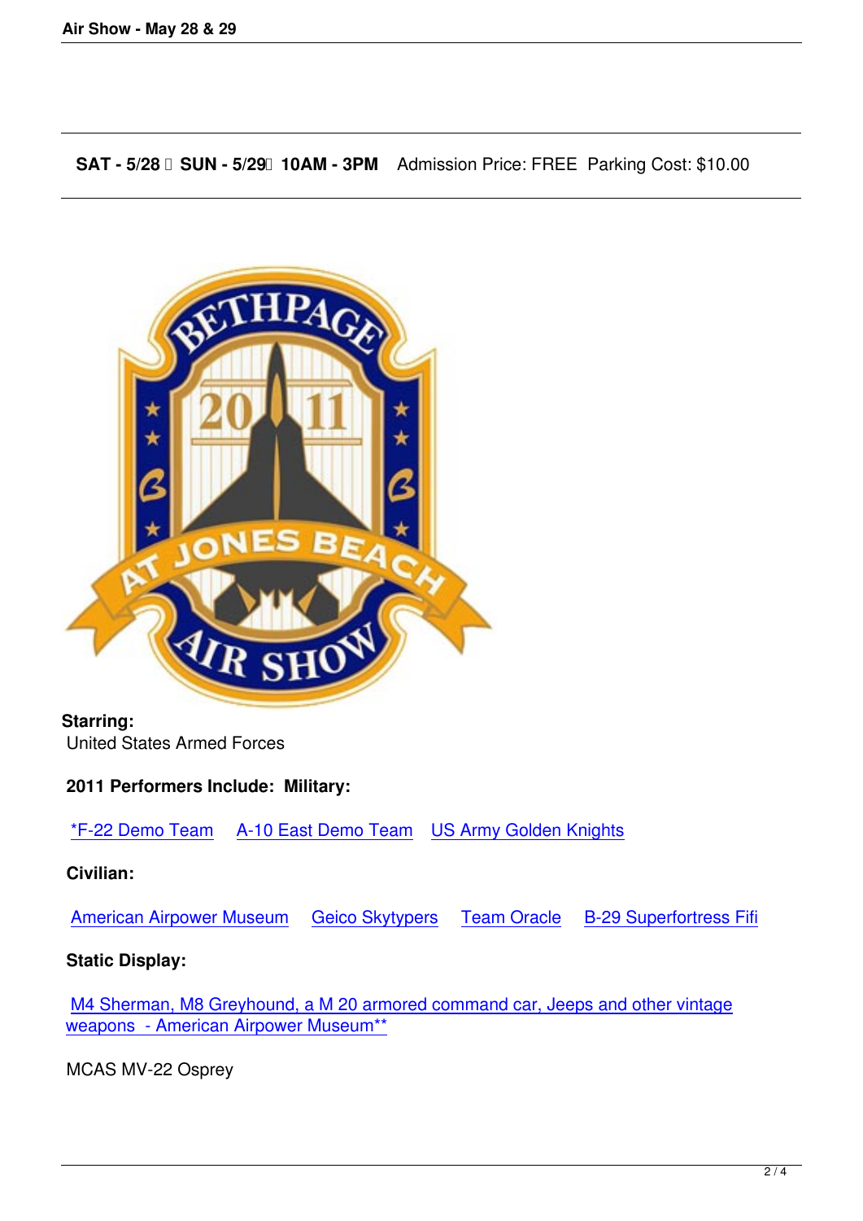**SAT - 5/28  SUN - 5/29  10AM - 3PM** Admission Price: FREE  Parking Cost: $10.00

**Starring:**
United States Armed Forces

**2011 Performers Include:  Military:**

*F-22 Demo Team    A-10 East Demo Team    US Army Golden Knights

**Civilian:**

American Airpower Museum    Geico Skytypers    Team Oracle    B-29 Superfortress Fifi

**Static Display:**

M4 Sherman, M8 Greyhound, a M 20 armored command car, Jeeps and other vintage weapons  - American Airpower Museum**

MCAS MV-22 Osprey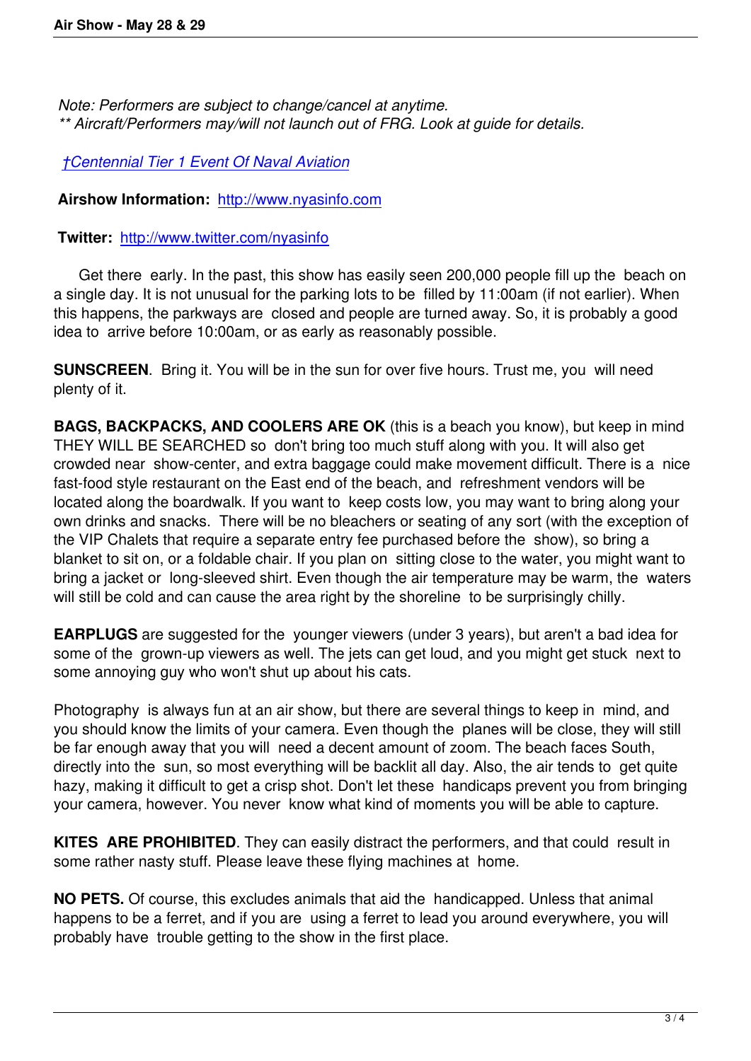*Note: Performers are subject to change/cancel at anytime.*
*** Aircraft/Performers may/will not launch out of FRG. Look at guide for details.*

*†Centennial Tier 1 Event Of Naval Aviation*

**Airshow Information:** http://www.nyasinfo.com

**Twitter:** http://www.twitter.com/nyasinfo

Get there early. In the past, this show has easily seen 200,000 people fill up the beach on a single day. It is not unusual for the parking lots to be filled by 11:00am (if not earlier). When this happens, the parkways are closed and people are turned away. So, it is probably a good idea to arrive before 10:00am, or as early as reasonably possible.

**SUNSCREEN**. Bring it. You will be in the sun for over five hours. Trust me, you will need plenty of it.

**BAGS, BACKPACKS, AND COOLERS ARE OK** (this is a beach you know), but keep in mind THEY WILL BE SEARCHED so don't bring too much stuff along with you. It will also get crowded near show-center, and extra baggage could make movement difficult. There is a nice fast-food style restaurant on the East end of the beach, and refreshment vendors will be located along the boardwalk. If you want to keep costs low, you may want to bring along your own drinks and snacks. There will be no bleachers or seating of any sort (with the exception of the VIP Chalets that require a separate entry fee purchased before the show), so bring a blanket to sit on, or a foldable chair. If you plan on sitting close to the water, you might want to bring a jacket or long-sleeved shirt. Even though the air temperature may be warm, the waters will still be cold and can cause the area right by the shoreline to be surprisingly chilly.

**EARPLUGS** are suggested for the younger viewers (under 3 years), but aren't a bad idea for some of the grown-up viewers as well. The jets can get loud, and you might get stuck next to some annoying guy who won't shut up about his cats.

Photography is always fun at an air show, but there are several things to keep in mind, and you should know the limits of your camera. Even though the planes will be close, they will still be far enough away that you will need a decent amount of zoom. The beach faces South, directly into the sun, so most everything will be backlit all day. Also, the air tends to get quite hazy, making it difficult to get a crisp shot. Don't let these handicaps prevent you from bringing your camera, however. You never know what kind of moments you will be able to capture.

**KITES ARE PROHIBITED**. They can easily distract the performers, and that could result in some rather nasty stuff. Please leave these flying machines at home.

**NO PETS.** Of course, this excludes animals that aid the handicapped. Unless that animal happens to be a ferret, and if you are using a ferret to lead you around everywhere, you will probably have trouble getting to the show in the first place.